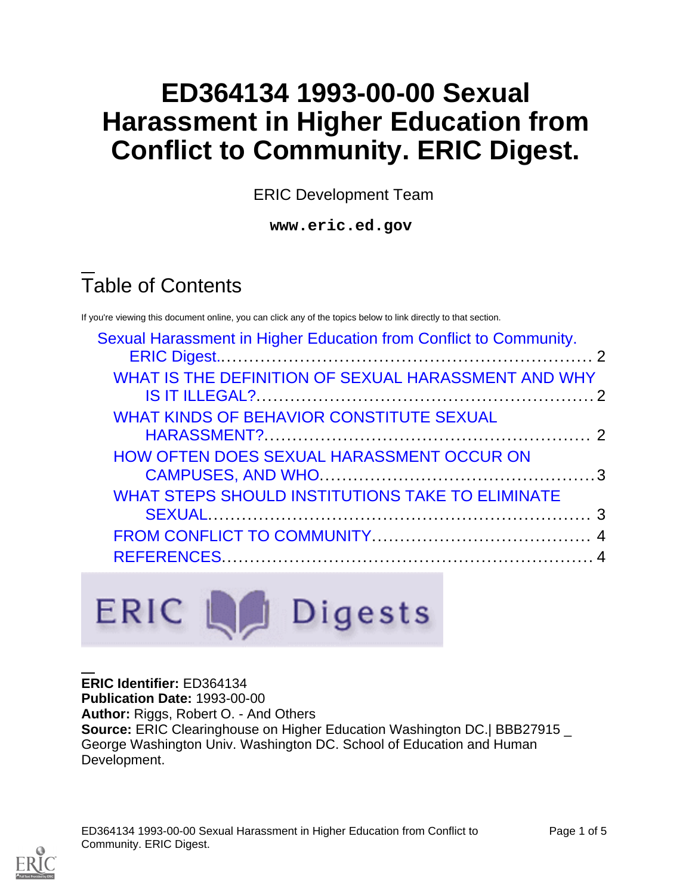# ED364134 1993-00-00 Sexual Harassment in Higher Education from Conflict to Community. ERIC Digest.

ERIC Development Team

**www.eric.ed.gov**

## Table of Contents

If you're viewing this document online, you can click any of the topics below to link directly to that section.

- Sexual Harassment in Higher Education from Conflict to Community. ERIC Digest.......... 2
  - WHAT IS THE DEFINITION OF SEXUAL HARASSMENT AND WHY IS IT ILLEGAL?.......... 2
  - WHAT KINDS OF BEHAVIOR CONSTITUTE SEXUAL HARASSMENT?.......... 2
  - HOW OFTEN DOES SEXUAL HARASSMENT OCCUR ON CAMPUSES, AND WHO.......... 3
  - WHAT STEPS SHOULD INSTITUTIONS TAKE TO ELIMINATE SEXUAL.......... 3
  - FROM CONFLICT TO COMMUNITY.......... 4
  - REFERENCES.......... 4

ERIC Digests

**ERIC Identifier:** ED364134
**Publication Date:** 1993-00-00
**Author:** Riggs, Robert O. - And Others
**Source:** ERIC Clearinghouse on Higher Education Washington DC.| BBB27915 _ George Washington Univ. Washington DC. School of Education and Human Development.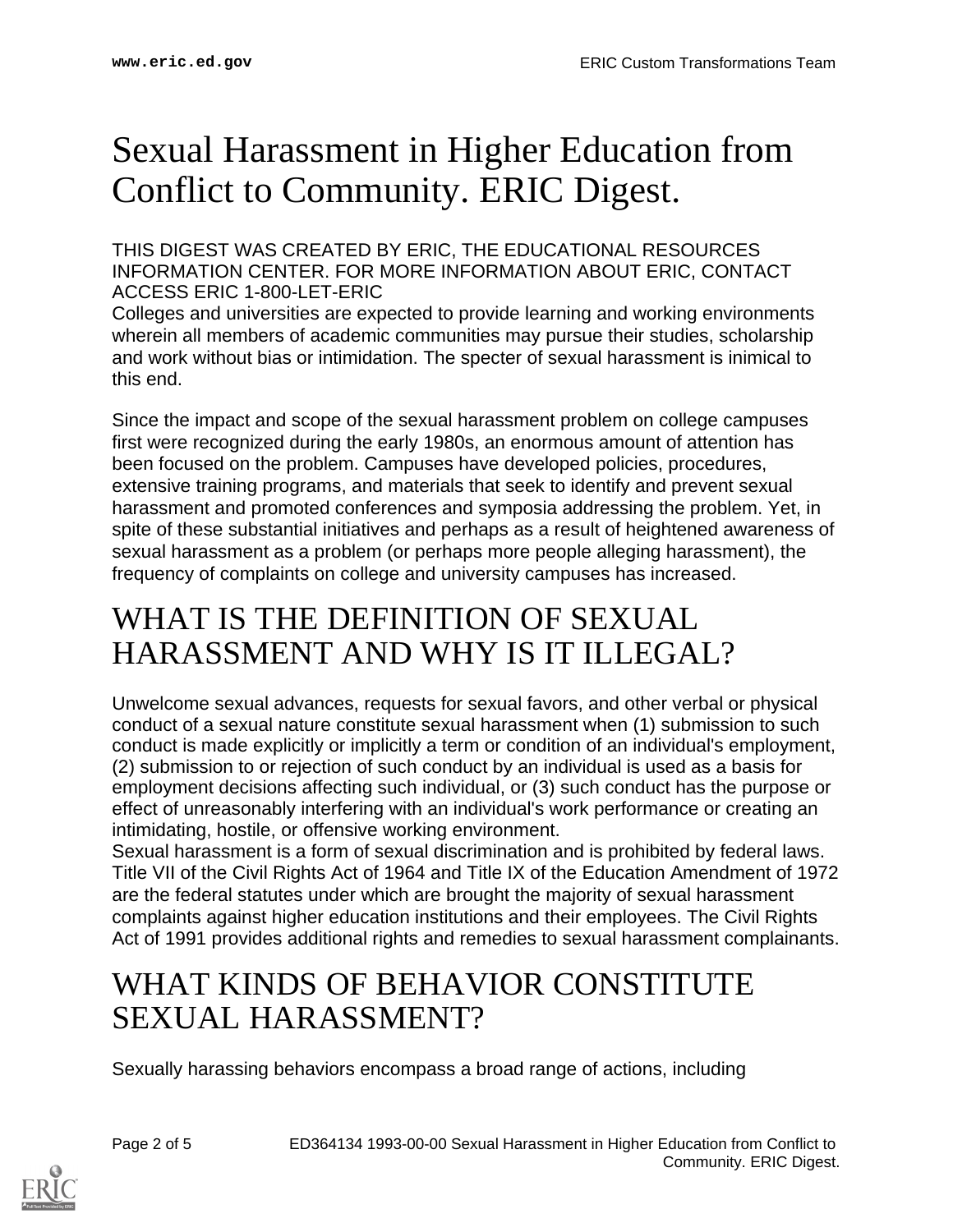# Sexual Harassment in Higher Education from Conflict to Community. ERIC Digest.

THIS DIGEST WAS CREATED BY ERIC, THE EDUCATIONAL RESOURCES INFORMATION CENTER. FOR MORE INFORMATION ABOUT ERIC, CONTACT ACCESS ERIC 1-800-LET-ERIC

Colleges and universities are expected to provide learning and working environments wherein all members of academic communities may pursue their studies, scholarship and work without bias or intimidation. The specter of sexual harassment is inimical to this end.

Since the impact and scope of the sexual harassment problem on college campuses first were recognized during the early 1980s, an enormous amount of attention has been focused on the problem. Campuses have developed policies, procedures, extensive training programs, and materials that seek to identify and prevent sexual harassment and promoted conferences and symposia addressing the problem. Yet, in spite of these substantial initiatives and perhaps as a result of heightened awareness of sexual harassment as a problem (or perhaps more people alleging harassment), the frequency of complaints on college and university campuses has increased.

## WHAT IS THE DEFINITION OF SEXUAL HARASSMENT AND WHY IS IT ILLEGAL?

Unwelcome sexual advances, requests for sexual favors, and other verbal or physical conduct of a sexual nature constitute sexual harassment when (1) submission to such conduct is made explicitly or implicitly a term or condition of an individual's employment, (2) submission to or rejection of such conduct by an individual is used as a basis for employment decisions affecting such individual, or (3) such conduct has the purpose or effect of unreasonably interfering with an individual's work performance or creating an intimidating, hostile, or offensive working environment.

Sexual harassment is a form of sexual discrimination and is prohibited by federal laws. Title VII of the Civil Rights Act of 1964 and Title IX of the Education Amendment of 1972 are the federal statutes under which are brought the majority of sexual harassment complaints against higher education institutions and their employees. The Civil Rights Act of 1991 provides additional rights and remedies to sexual harassment complainants.

## WHAT KINDS OF BEHAVIOR CONSTITUTE SEXUAL HARASSMENT?

Sexually harassing behaviors encompass a broad range of actions, including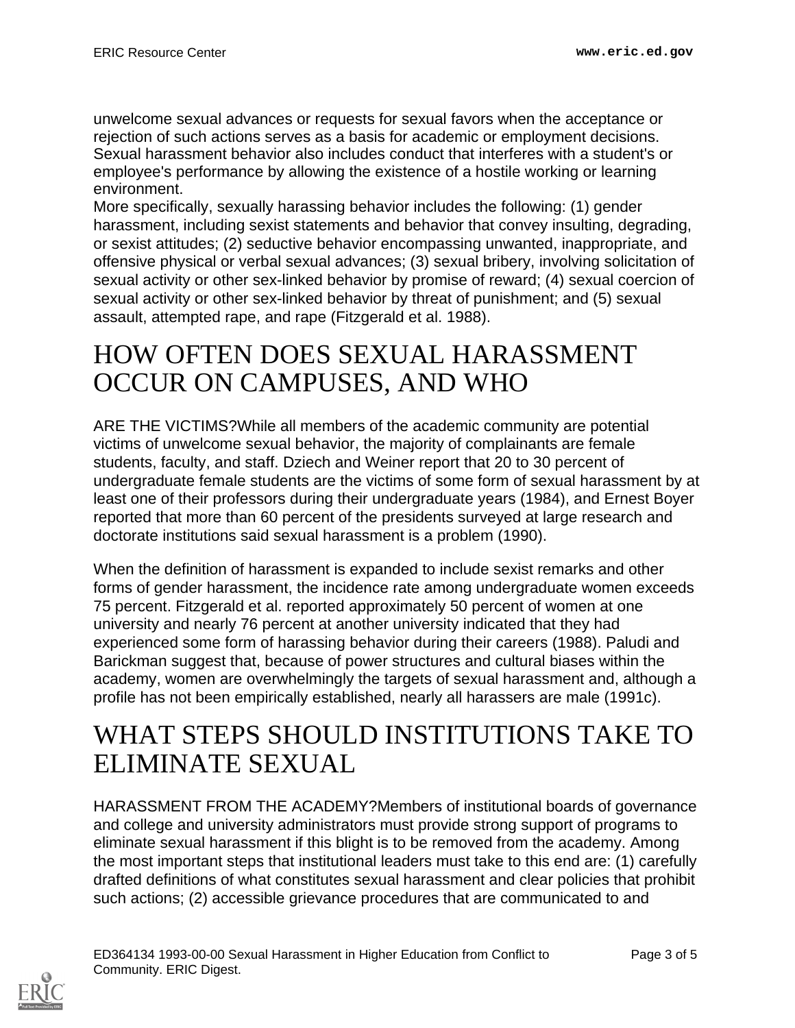unwelcome sexual advances or requests for sexual favors when the acceptance or rejection of such actions serves as a basis for academic or employment decisions. Sexual harassment behavior also includes conduct that interferes with a student's or employee's performance by allowing the existence of a hostile working or learning environment.

More specifically, sexually harassing behavior includes the following: (1) gender harassment, including sexist statements and behavior that convey insulting, degrading, or sexist attitudes; (2) seductive behavior encompassing unwanted, inappropriate, and offensive physical or verbal sexual advances; (3) sexual bribery, involving solicitation of sexual activity or other sex-linked behavior by promise of reward; (4) sexual coercion of sexual activity or other sex-linked behavior by threat of punishment; and (5) sexual assault, attempted rape, and rape (Fitzgerald et al. 1988).

# HOW OFTEN DOES SEXUAL HARASSMENT OCCUR ON CAMPUSES, AND WHO

ARE THE VICTIMS?While all members of the academic community are potential victims of unwelcome sexual behavior, the majority of complainants are female students, faculty, and staff. Dziech and Weiner report that 20 to 30 percent of undergraduate female students are the victims of some form of sexual harassment by at least one of their professors during their undergraduate years (1984), and Ernest Boyer reported that more than 60 percent of the presidents surveyed at large research and doctorate institutions said sexual harassment is a problem (1990).

When the definition of harassment is expanded to include sexist remarks and other forms of gender harassment, the incidence rate among undergraduate women exceeds 75 percent. Fitzgerald et al. reported approximately 50 percent of women at one university and nearly 76 percent at another university indicated that they had experienced some form of harassing behavior during their careers (1988). Paludi and Barickman suggest that, because of power structures and cultural biases within the academy, women are overwhelmingly the targets of sexual harassment and, although a profile has not been empirically established, nearly all harassers are male (1991c).

# WHAT STEPS SHOULD INSTITUTIONS TAKE TO ELIMINATE SEXUAL

HARASSMENT FROM THE ACADEMY?Members of institutional boards of governance and college and university administrators must provide strong support of programs to eliminate sexual harassment if this blight is to be removed from the academy. Among the most important steps that institutional leaders must take to this end are: (1) carefully drafted definitions of what constitutes sexual harassment and clear policies that prohibit such actions; (2) accessible grievance procedures that are communicated to and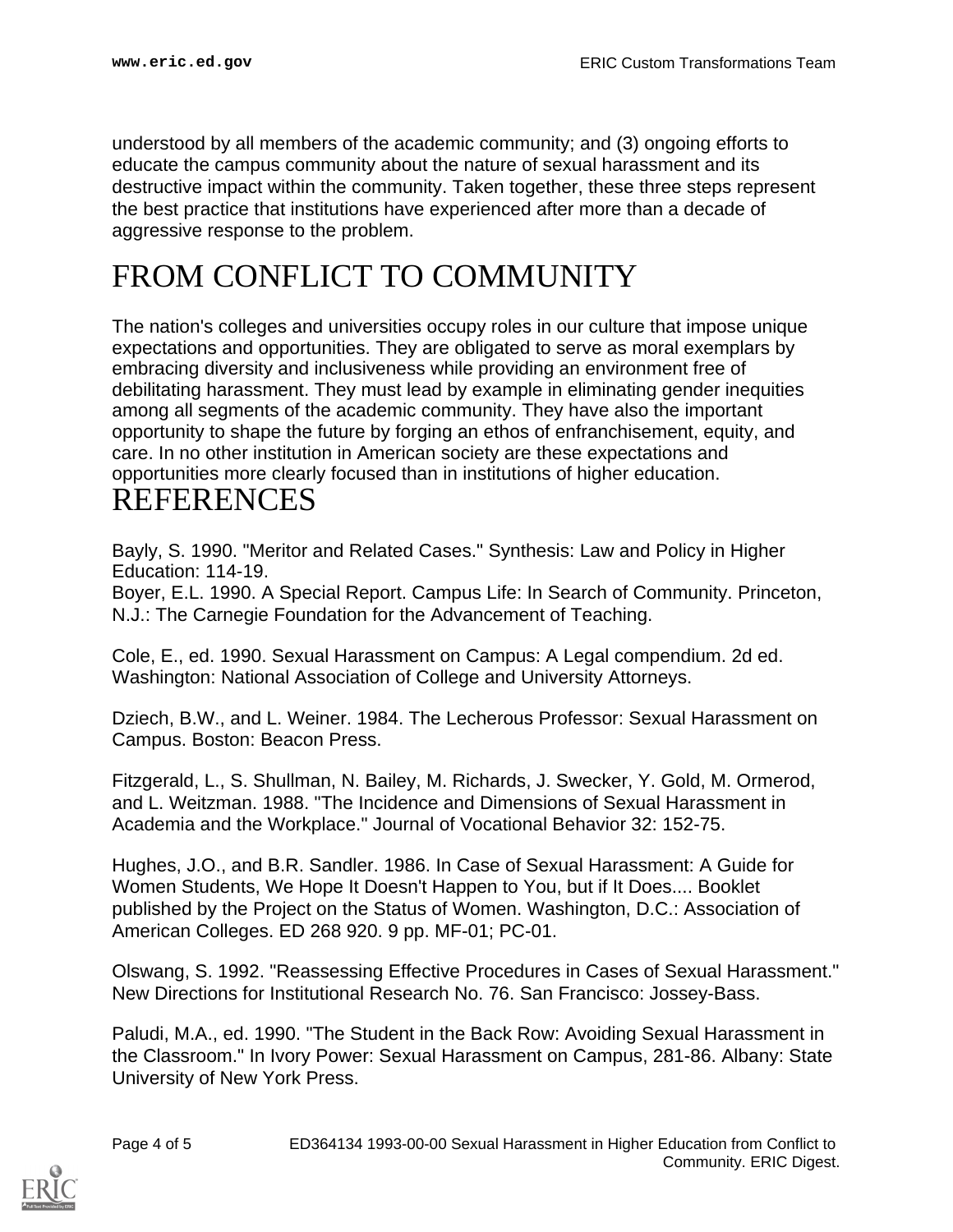understood by all members of the academic community; and (3) ongoing efforts to educate the campus community about the nature of sexual harassment and its destructive impact within the community. Taken together, these three steps represent the best practice that institutions have experienced after more than a decade of aggressive response to the problem.

# FROM CONFLICT TO COMMUNITY

The nation's colleges and universities occupy roles in our culture that impose unique expectations and opportunities. They are obligated to serve as moral exemplars by embracing diversity and inclusiveness while providing an environment free of debilitating harassment. They must lead by example in eliminating gender inequities among all segments of the academic community. They have also the important opportunity to shape the future by forging an ethos of enfranchisement, equity, and care. In no other institution in American society are these expectations and opportunities more clearly focused than in institutions of higher education.

# REFERENCES

Bayly, S. 1990. "Meritor and Related Cases." Synthesis: Law and Policy in Higher Education: 114-19.

Boyer, E.L. 1990. A Special Report. Campus Life: In Search of Community. Princeton, N.J.: The Carnegie Foundation for the Advancement of Teaching.

Cole, E., ed. 1990. Sexual Harassment on Campus: A Legal compendium. 2d ed. Washington: National Association of College and University Attorneys.

Dziech, B.W., and L. Weiner. 1984. The Lecherous Professor: Sexual Harassment on Campus. Boston: Beacon Press.

Fitzgerald, L., S. Shullman, N. Bailey, M. Richards, J. Swecker, Y. Gold, M. Ormerod, and L. Weitzman. 1988. "The Incidence and Dimensions of Sexual Harassment in Academia and the Workplace." Journal of Vocational Behavior 32: 152-75.

Hughes, J.O., and B.R. Sandler. 1986. In Case of Sexual Harassment: A Guide for Women Students, We Hope It Doesn't Happen to You, but if It Does.... Booklet published by the Project on the Status of Women. Washington, D.C.: Association of American Colleges. ED 268 920. 9 pp. MF-01; PC-01.

Olswang, S. 1992. "Reassessing Effective Procedures in Cases of Sexual Harassment." New Directions for Institutional Research No. 76. San Francisco: Jossey-Bass.

Paludi, M.A., ed. 1990. "The Student in the Back Row: Avoiding Sexual Harassment in the Classroom." In Ivory Power: Sexual Harassment on Campus, 281-86. Albany: State University of New York Press.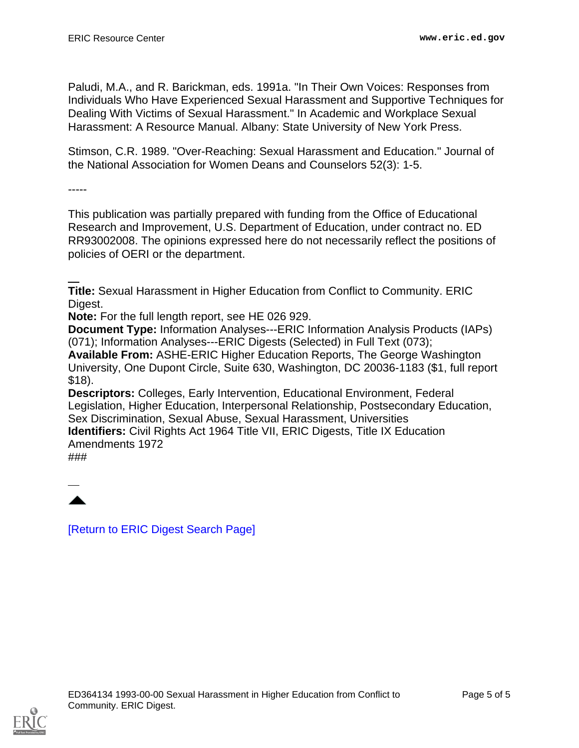Paludi, M.A., and R. Barickman, eds. 1991a. "In Their Own Voices: Responses from Individuals Who Have Experienced Sexual Harassment and Supportive Techniques for Dealing With Victims of Sexual Harassment." In Academic and Workplace Sexual Harassment: A Resource Manual. Albany: State University of New York Press.

Stimson, C.R. 1989. "Over-Reaching: Sexual Harassment and Education." Journal of the National Association for Women Deans and Counselors 52(3): 1-5.

-----

This publication was partially prepared with funding from the Office of Educational Research and Improvement, U.S. Department of Education, under contract no. ED RR93002008. The opinions expressed here do not necessarily reflect the positions of policies of OERI or the department.

---

**Title:** Sexual Harassment in Higher Education from Conflict to Community. ERIC Digest.
**Note:** For the full length report, see HE 026 929.
**Document Type:** Information Analyses---ERIC Information Analysis Products (IAPs) (071); Information Analyses---ERIC Digests (Selected) in Full Text (073);
**Available From:** ASHE-ERIC Higher Education Reports, The George Washington University, One Dupont Circle, Suite 630, Washington, DC 20036-1183 ($1, full report $18).
**Descriptors:** Colleges, Early Intervention, Educational Environment, Federal Legislation, Higher Education, Interpersonal Relationship, Postsecondary Education, Sex Discrimination, Sexual Abuse, Sexual Harassment, Universities
**Identifiers:** Civil Rights Act 1964 Title VII, ERIC Digests, Title IX Education Amendments 1972
###

---

[Return to ERIC Digest Search Page]